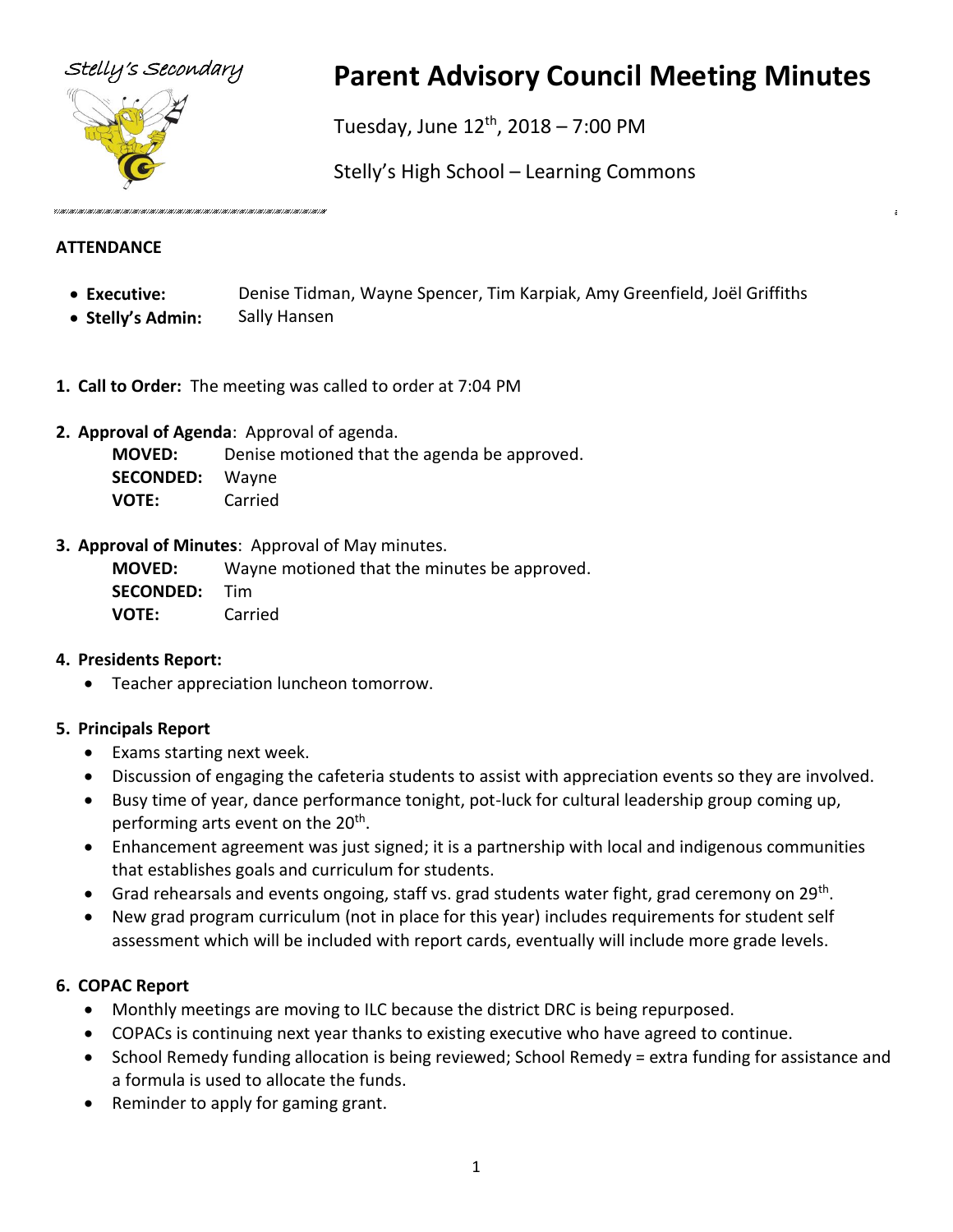Stelly's Secondary

# Parent Advisory Council Meeting Minutes

Tuesday, June 12th, 2018 – 7:00 PM

Stelly's High School – Learning Commons

## ATTENDANCE

- **Executive:** Denise Tidman, Wayne Spencer, Tim Karpiak, Amy Greenfield, Joël Griffiths
- **Stelly's Admin:** Sally Hansen

1. **Call to Order:** The meeting was called to order at 7:04 PM

2. **Approval of Agenda**: Approval of agenda.
   **MOVED:** Denise motioned that the agenda be approved.
   **SECONDED:** Wayne
   **VOTE:** Carried

3. **Approval of Minutes**: Approval of May minutes.
   **MOVED:** Wayne motioned that the minutes be approved.
   **SECONDED:** Tim
   **VOTE:** Carried

4. **Presidents Report:**
   - Teacher appreciation luncheon tomorrow.

5. **Principals Report**
   - Exams starting next week.
   - Discussion of engaging the cafeteria students to assist with appreciation events so they are involved.
   - Busy time of year, dance performance tonight, pot-luck for cultural leadership group coming up, performing arts event on the 20th.
   - Enhancement agreement was just signed; it is a partnership with local and indigenous communities that establishes goals and curriculum for students.
   - Grad rehearsals and events ongoing, staff vs. grad students water fight, grad ceremony on 29th.
   - New grad program curriculum (not in place for this year) includes requirements for student self assessment which will be included with report cards, eventually will include more grade levels.

6. **COPAC Report**
   - Monthly meetings are moving to ILC because the district DRC is being repurposed.
   - COPACs is continuing next year thanks to existing executive who have agreed to continue.
   - School Remedy funding allocation is being reviewed; School Remedy = extra funding for assistance and a formula is used to allocate the funds.
   - Reminder to apply for gaming grant.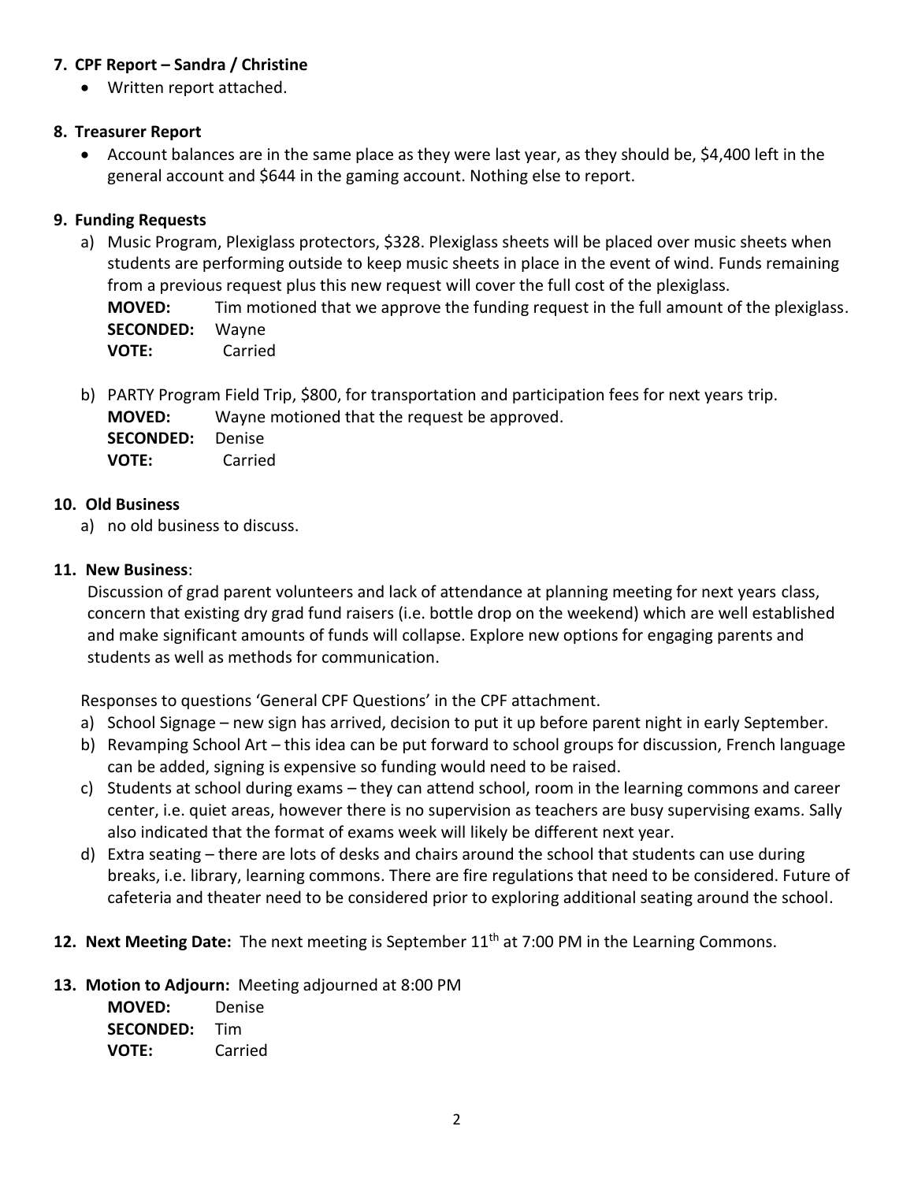**7. CPF Report – Sandra / Christine**

- Written report attached.

**8. Treasurer Report**

- Account balances are in the same place as they were last year, as they should be, $4,400 left in the general account and $644 in the gaming account. Nothing else to report.

**9. Funding Requests**

a) Music Program, Plexiglass protectors, $328. Plexiglass sheets will be placed over music sheets when students are performing outside to keep music sheets in place in the event of wind. Funds remaining from a previous request plus this new request will cover the full cost of the plexiglass.
**MOVED:** Tim motioned that we approve the funding request in the full amount of the plexiglass.
**SECONDED:** Wayne
**VOTE:** Carried

b) PARTY Program Field Trip, $800, for transportation and participation fees for next years trip.
**MOVED:** Wayne motioned that the request be approved.
**SECONDED:** Denise
**VOTE:** Carried

**10. Old Business**

a) no old business to discuss.

**11. New Business**:

Discussion of grad parent volunteers and lack of attendance at planning meeting for next years class, concern that existing dry grad fund raisers (i.e. bottle drop on the weekend) which are well established and make significant amounts of funds will collapse. Explore new options for engaging parents and students as well as methods for communication.

Responses to questions 'General CPF Questions' in the CPF attachment.

a) School Signage – new sign has arrived, decision to put it up before parent night in early September.
b) Revamping School Art – this idea can be put forward to school groups for discussion, French language can be added, signing is expensive so funding would need to be raised.
c) Students at school during exams – they can attend school, room in the learning commons and career center, i.e. quiet areas, however there is no supervision as teachers are busy supervising exams. Sally also indicated that the format of exams week will likely be different next year.
d) Extra seating – there are lots of desks and chairs around the school that students can use during breaks, i.e. library, learning commons. There are fire regulations that need to be considered. Future of cafeteria and theater need to be considered prior to exploring additional seating around the school.

**12. Next Meeting Date:** The next meeting is September 11th at 7:00 PM in the Learning Commons.

**13. Motion to Adjourn:** Meeting adjourned at 8:00 PM

**MOVED:** Denise
**SECONDED:** Tim
**VOTE:** Carried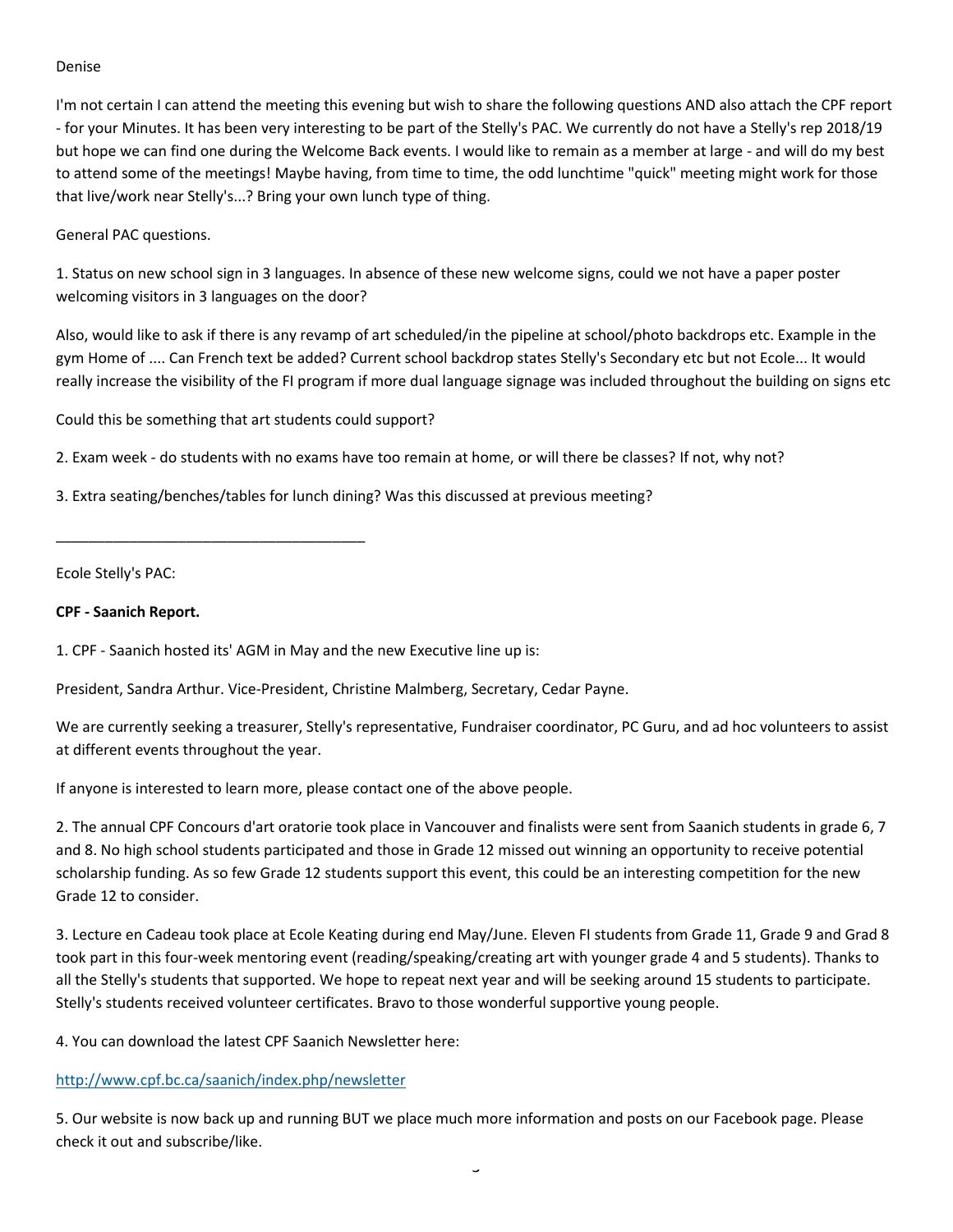Denise

I'm not certain I can attend the meeting this evening but wish to share the following questions AND also attach the CPF report - for your Minutes. It has been very interesting to be part of the Stelly's PAC. We currently do not have a Stelly's rep 2018/19 but hope we can find one during the Welcome Back events. I would like to remain as a member at large - and will do my best to attend some of the meetings! Maybe having, from time to time, the odd lunchtime "quick" meeting might work for those that live/work near Stelly's...? Bring your own lunch type of thing.

General PAC questions.

1. Status on new school sign in 3 languages. In absence of these new welcome signs, could we not have a paper poster welcoming visitors in 3 languages on the door?

Also, would like to ask if there is any revamp of art scheduled/in the pipeline at school/photo backdrops etc. Example in the gym Home of .... Can French text be added? Current school backdrop states Stelly's Secondary etc but not Ecole... It would really increase the visibility of the FI program if more dual language signage was included throughout the building on signs etc

Could this be something that art students could support?

2. Exam week - do students with no exams have too remain at home, or will there be classes? If not, why not?

3. Extra seating/benches/tables for lunch dining? Was this discussed at previous meeting?

---

Ecole Stelly's PAC:

**CPF - Saanich Report.**

1. CPF - Saanich hosted its' AGM in May and the new Executive line up is:

President, Sandra Arthur. Vice-President, Christine Malmberg, Secretary, Cedar Payne.

We are currently seeking a treasurer, Stelly's representative, Fundraiser coordinator, PC Guru, and ad hoc volunteers to assist at different events throughout the year.

If anyone is interested to learn more, please contact one of the above people.

2. The annual CPF Concours d'art oratorie took place in Vancouver and finalists were sent from Saanich students in grade 6, 7 and 8. No high school students participated and those in Grade 12 missed out winning an opportunity to receive potential scholarship funding. As so few Grade 12 students support this event, this could be an interesting competition for the new Grade 12 to consider.

3. Lecture en Cadeau took place at Ecole Keating during end May/June. Eleven FI students from Grade 11, Grade 9 and Grad 8 took part in this four-week mentoring event (reading/speaking/creating art with younger grade 4 and 5 students). Thanks to all the Stelly's students that supported. We hope to repeat next year and will be seeking around 15 students to participate. Stelly's students received volunteer certificates. Bravo to those wonderful supportive young people.

4. You can download the latest CPF Saanich Newsletter here:

http://www.cpf.bc.ca/saanich/index.php/newsletter

5. Our website is now back up and running BUT we place much more information and posts on our Facebook page. Please check it out and subscribe/like.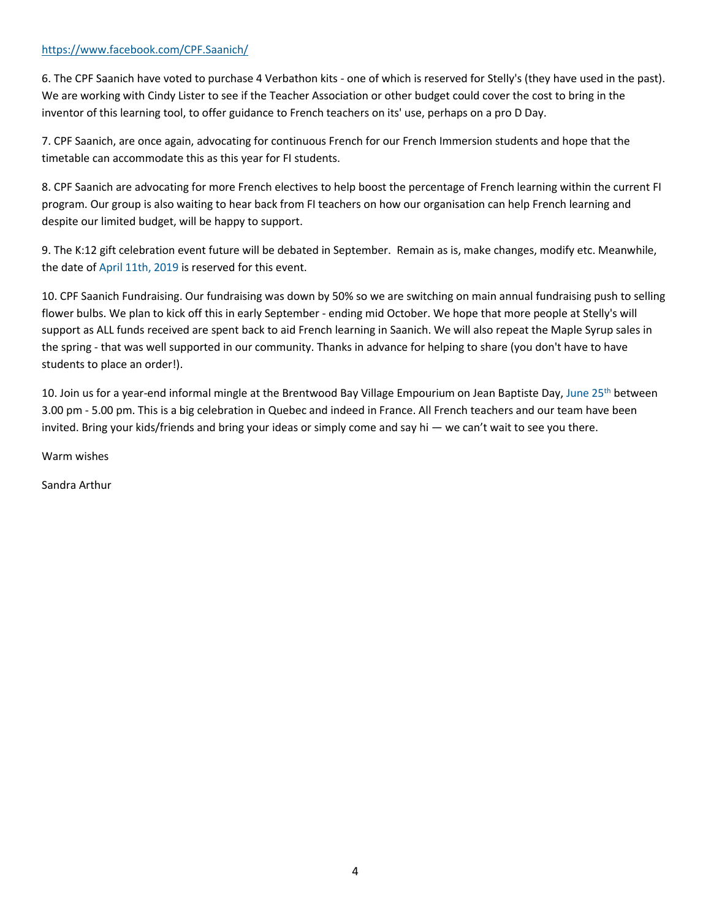https://www.facebook.com/CPF.Saanich/

6. The CPF Saanich have voted to purchase 4 Verbathon kits - one of which is reserved for Stelly's (they have used in the past). We are working with Cindy Lister to see if the Teacher Association or other budget could cover the cost to bring in the inventor of this learning tool, to offer guidance to French teachers on its' use, perhaps on a pro D Day.

7. CPF Saanich, are once again, advocating for continuous French for our French Immersion students and hope that the timetable can accommodate this as this year for FI students.

8. CPF Saanich are advocating for more French electives to help boost the percentage of French learning within the current FI program. Our group is also waiting to hear back from FI teachers on how our organisation can help French learning and despite our limited budget, will be happy to support.

9. The K:12 gift celebration event future will be debated in September. Remain as is, make changes, modify etc. Meanwhile, the date of April 11th, 2019 is reserved for this event.

10. CPF Saanich Fundraising. Our fundraising was down by 50% so we are switching on main annual fundraising push to selling flower bulbs. We plan to kick off this in early September - ending mid October. We hope that more people at Stelly's will support as ALL funds received are spent back to aid French learning in Saanich. We will also repeat the Maple Syrup sales in the spring - that was well supported in our community. Thanks in advance for helping to share (you don't have to have students to place an order!).

10. Join us for a year-end informal mingle at the Brentwood Bay Village Empourium on Jean Baptiste Day, June 25th between 3.00 pm - 5.00 pm. This is a big celebration in Quebec and indeed in France. All French teachers and our team have been invited. Bring your kids/friends and bring your ideas or simply come and say hi — we can't wait to see you there.

Warm wishes

Sandra Arthur